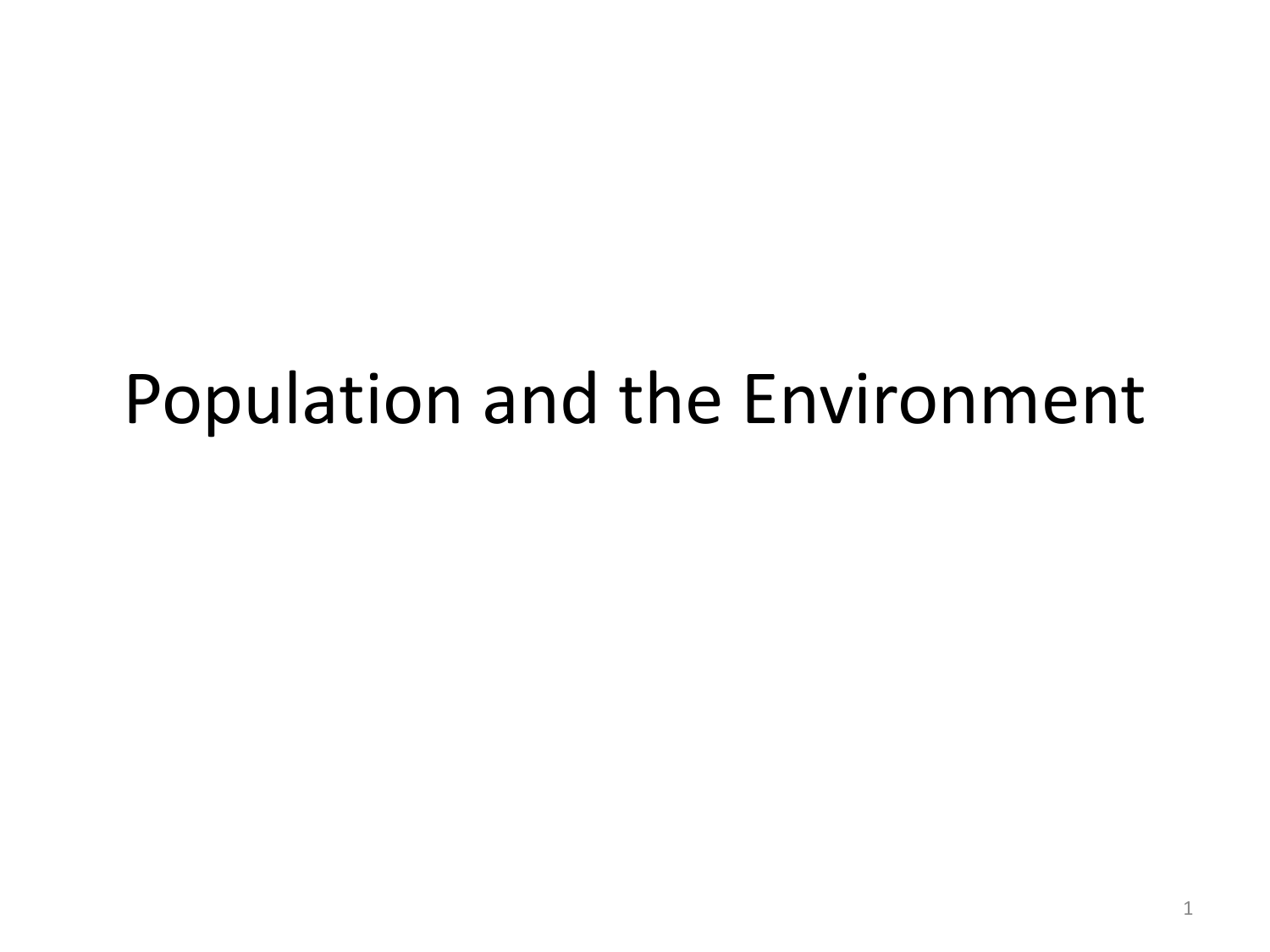# Population and the Environment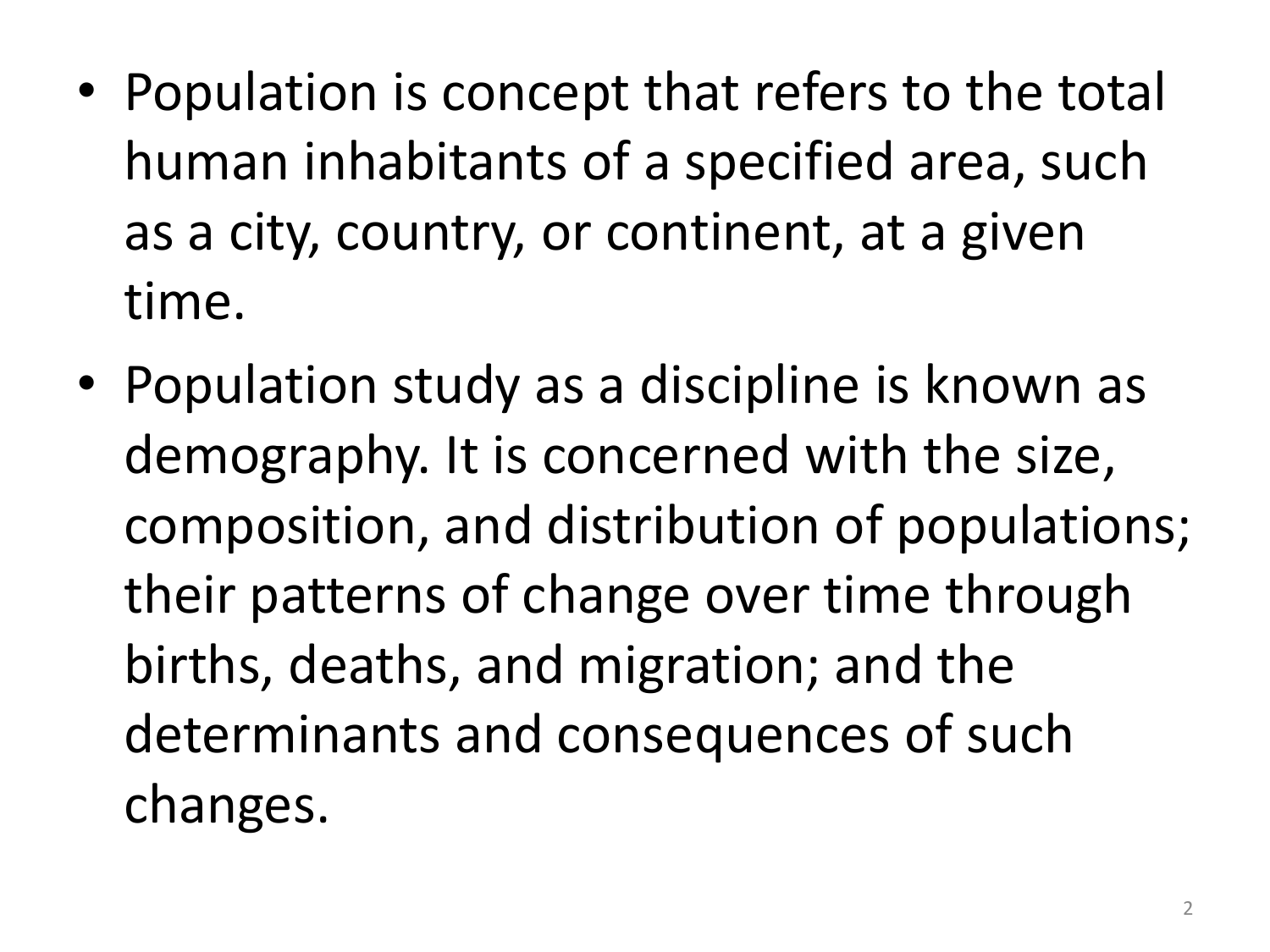- Population is concept that refers to the total human inhabitants of a specified area, such as a city, country, or continent, at a given time.
- Population study as a discipline is known as demography. It is concerned with the size, composition, and distribution of populations; their patterns of change over time through births, deaths, and migration; and the determinants and consequences of such changes.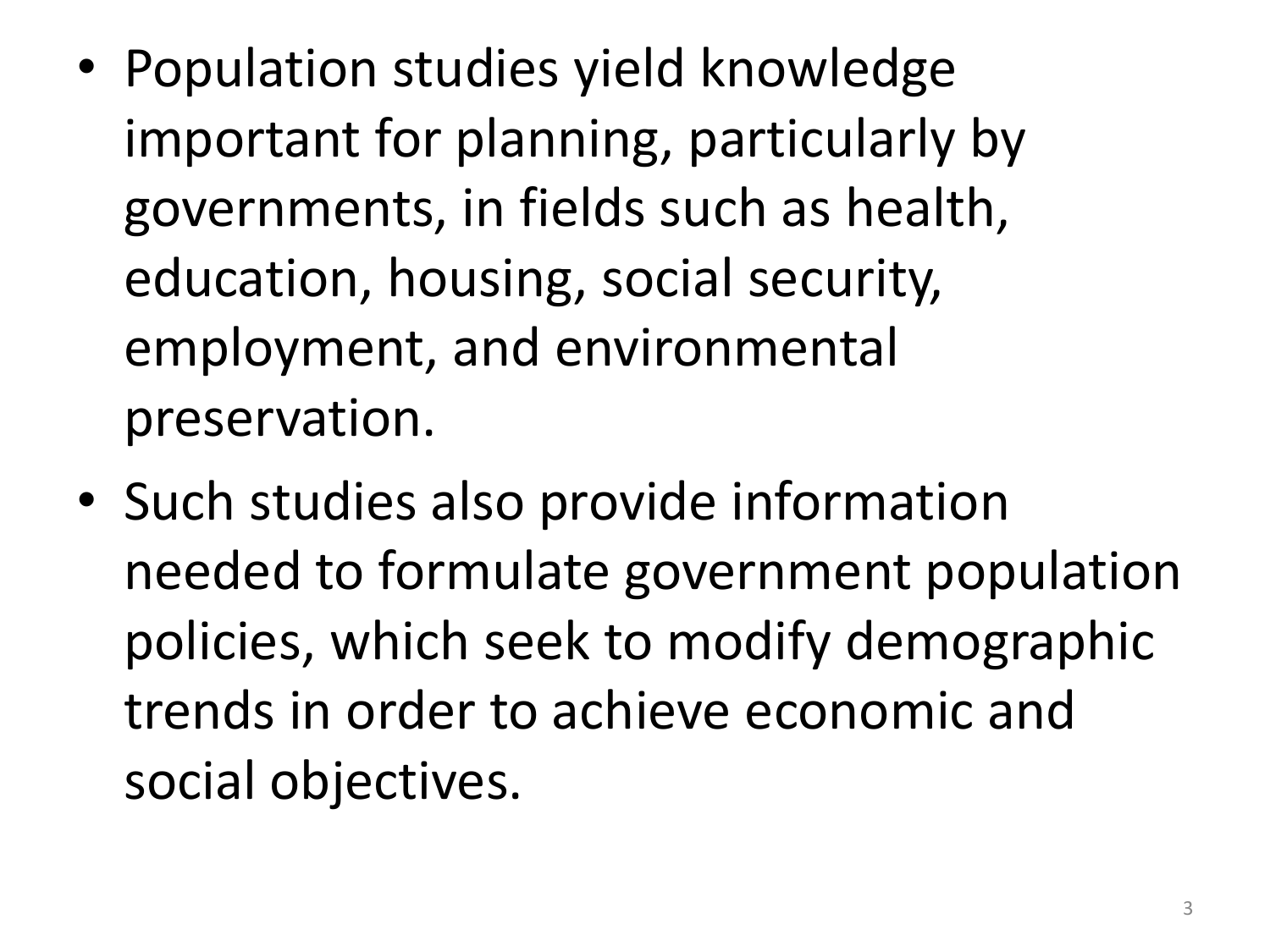- Population studies yield knowledge important for planning, particularly by governments, in fields such as health, education, housing, social security, employment, and environmental preservation.
- Such studies also provide information needed to formulate government population policies, which seek to modify demographic trends in order to achieve economic and social objectives.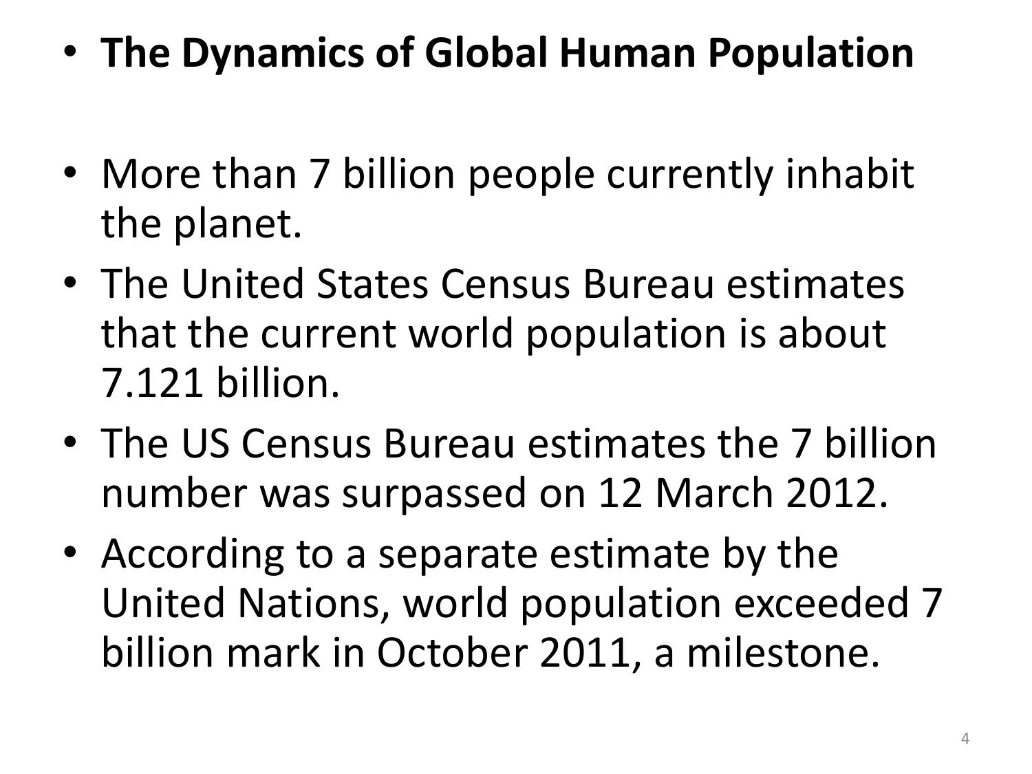- **The Dynamics of Global Human Population**

- More than 7 billion people currently inhabit the planet.
- The United States Census Bureau estimates that the current world population is about 7.121 billion.
- The US Census Bureau estimates the 7 billion number was surpassed on 12 March 2012.
- According to a separate estimate by the United Nations, world population exceeded 7 billion mark in October 2011, a milestone.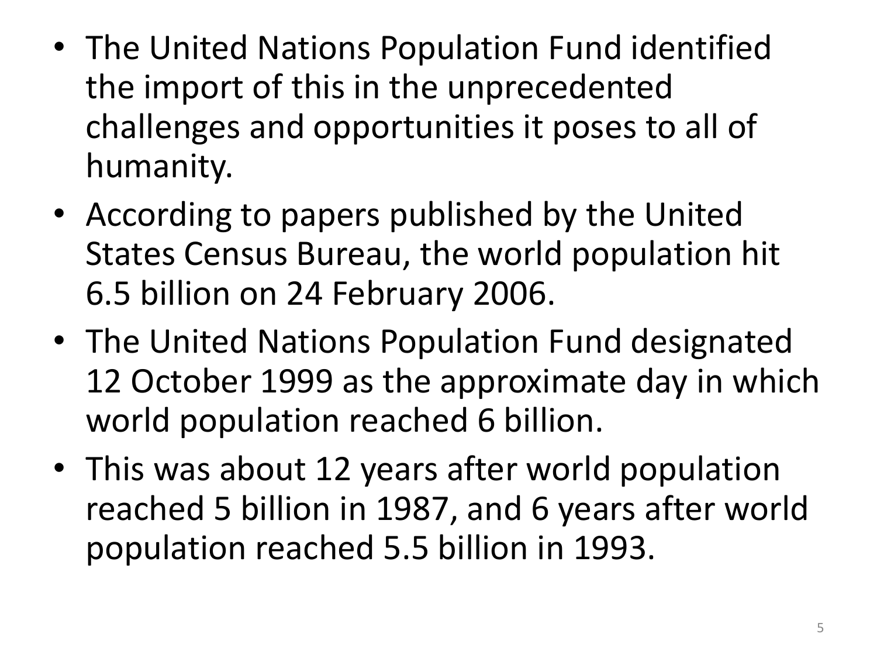- The United Nations Population Fund identified the import of this in the unprecedented challenges and opportunities it poses to all of humanity.
- According to papers published by the United States Census Bureau, the world population hit 6.5 billion on 24 February 2006.
- The United Nations Population Fund designated 12 October 1999 as the approximate day in which world population reached 6 billion.
- This was about 12 years after world population reached 5 billion in 1987, and 6 years after world population reached 5.5 billion in 1993.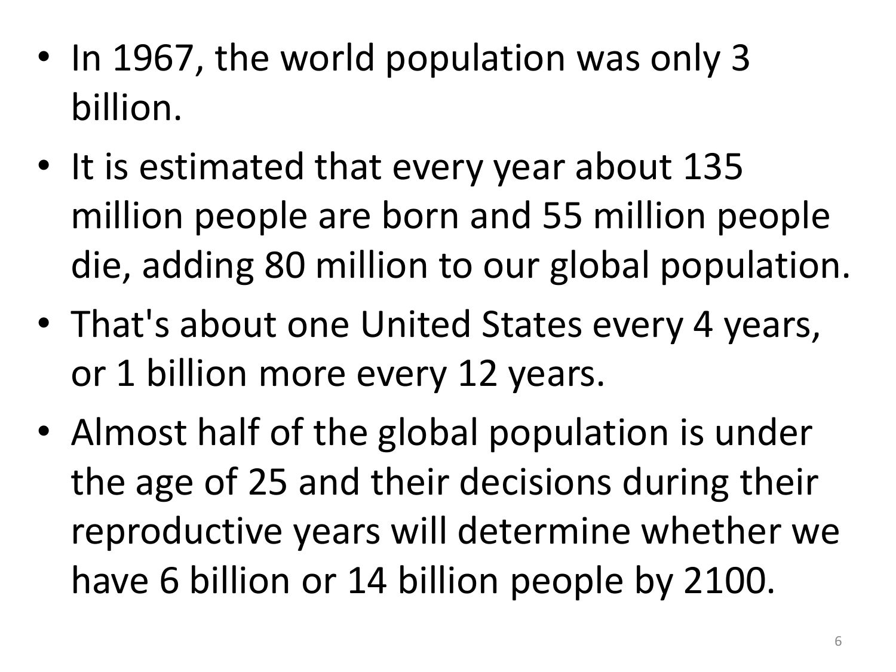- In 1967, the world population was only 3 billion.
- It is estimated that every year about 135 million people are born and 55 million people die, adding 80 million to our global population.
- That's about one United States every 4 years, or 1 billion more every 12 years.
- Almost half of the global population is under the age of 25 and their decisions during their reproductive years will determine whether we have 6 billion or 14 billion people by 2100.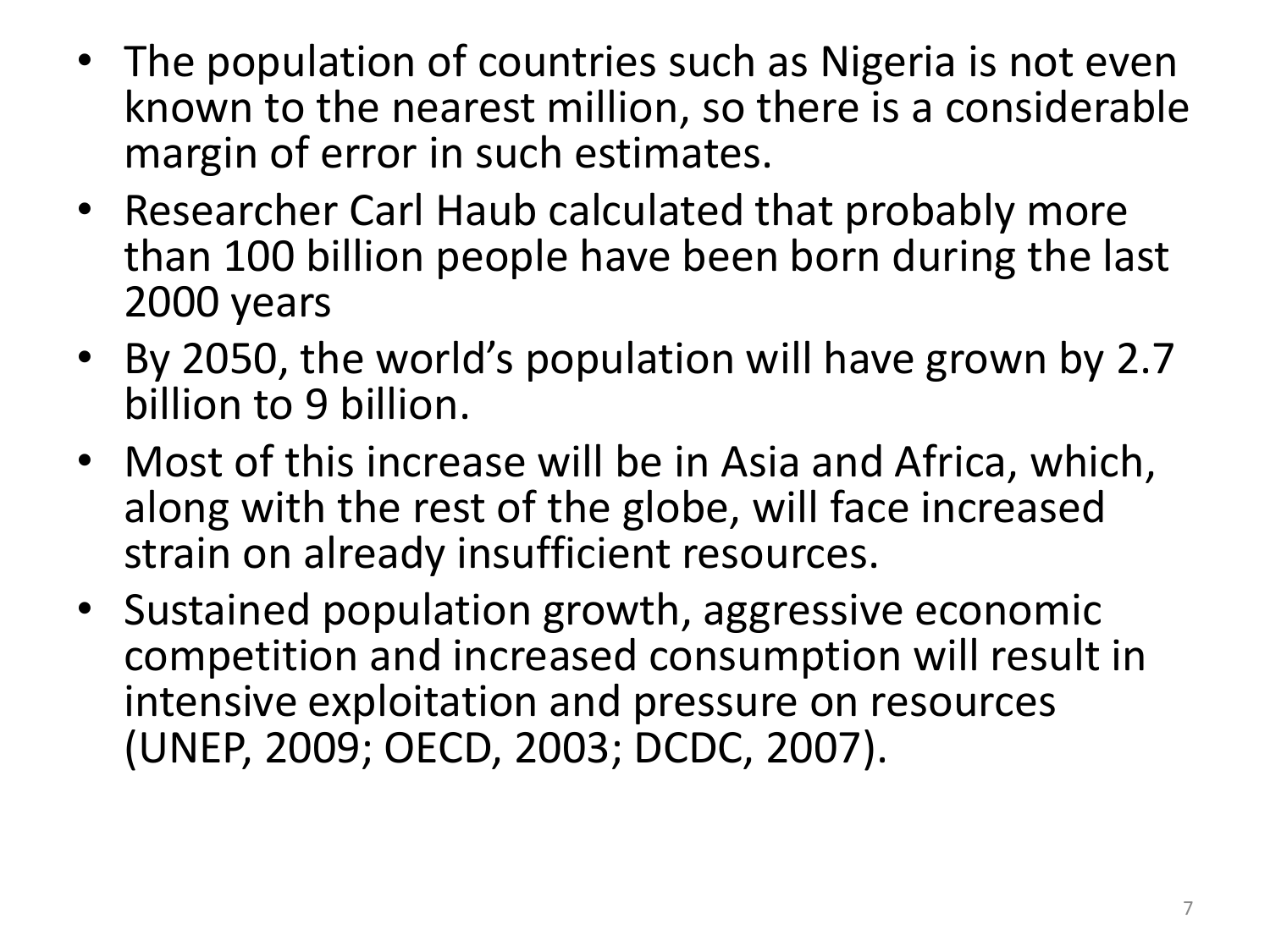- The population of countries such as Nigeria is not even known to the nearest million, so there is a considerable margin of error in such estimates.
- Researcher Carl Haub calculated that probably more than 100 billion people have been born during the last 2000 years
- By 2050, the world's population will have grown by 2.7 billion to 9 billion.
- Most of this increase will be in Asia and Africa, which, along with the rest of the globe, will face increased strain on already insufficient resources.
- Sustained population growth, aggressive economic competition and increased consumption will result in intensive exploitation and pressure on resources (UNEP, 2009; OECD, 2003; DCDC, 2007).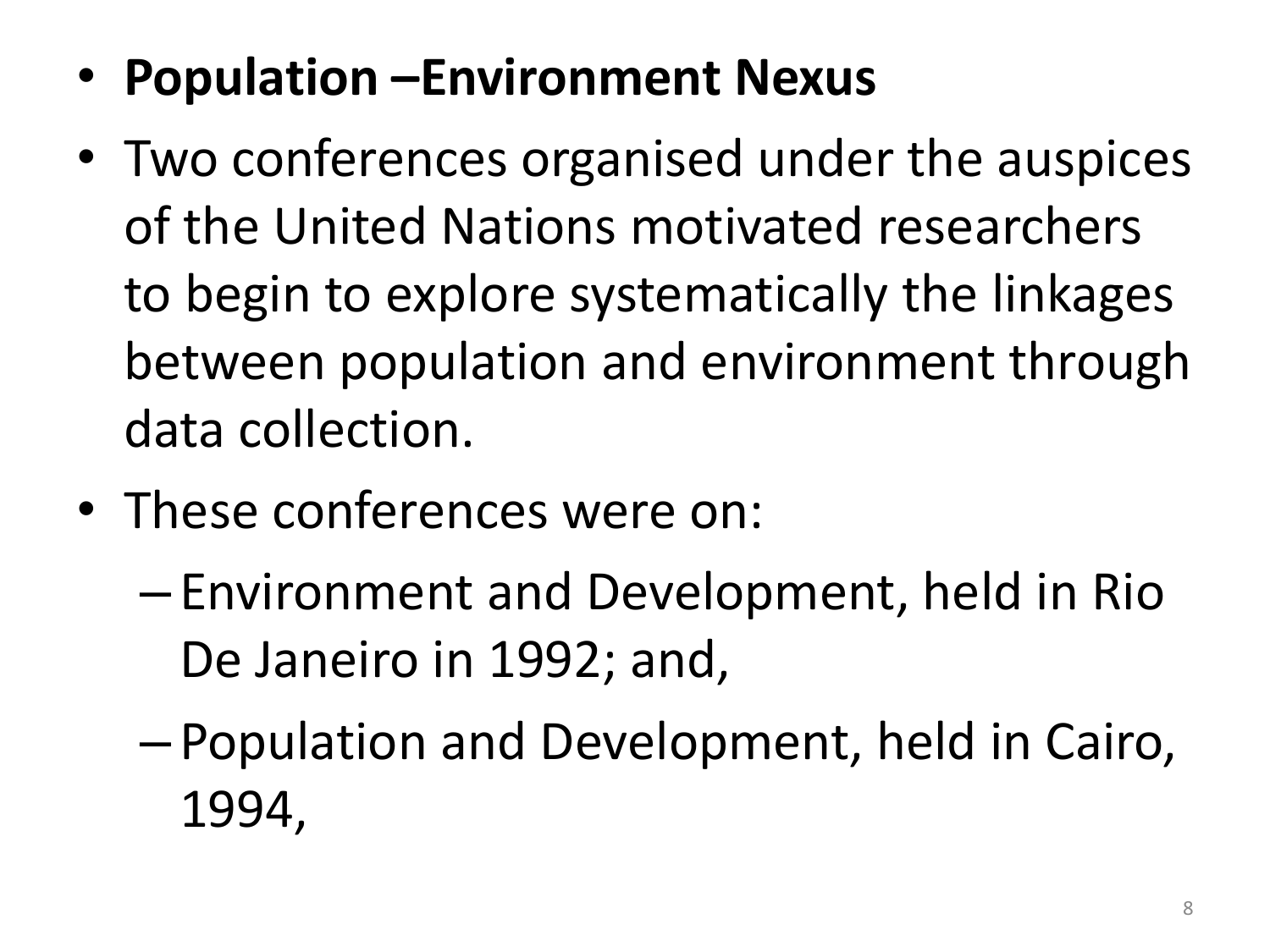- **Population –Environment Nexus**
- Two conferences organised under the auspices of the United Nations motivated researchers to begin to explore systematically the linkages between population and environment through data collection.
- These conferences were on:
  - Environment and Development, held in Rio De Janeiro in 1992; and,
  - Population and Development, held in Cairo, 1994,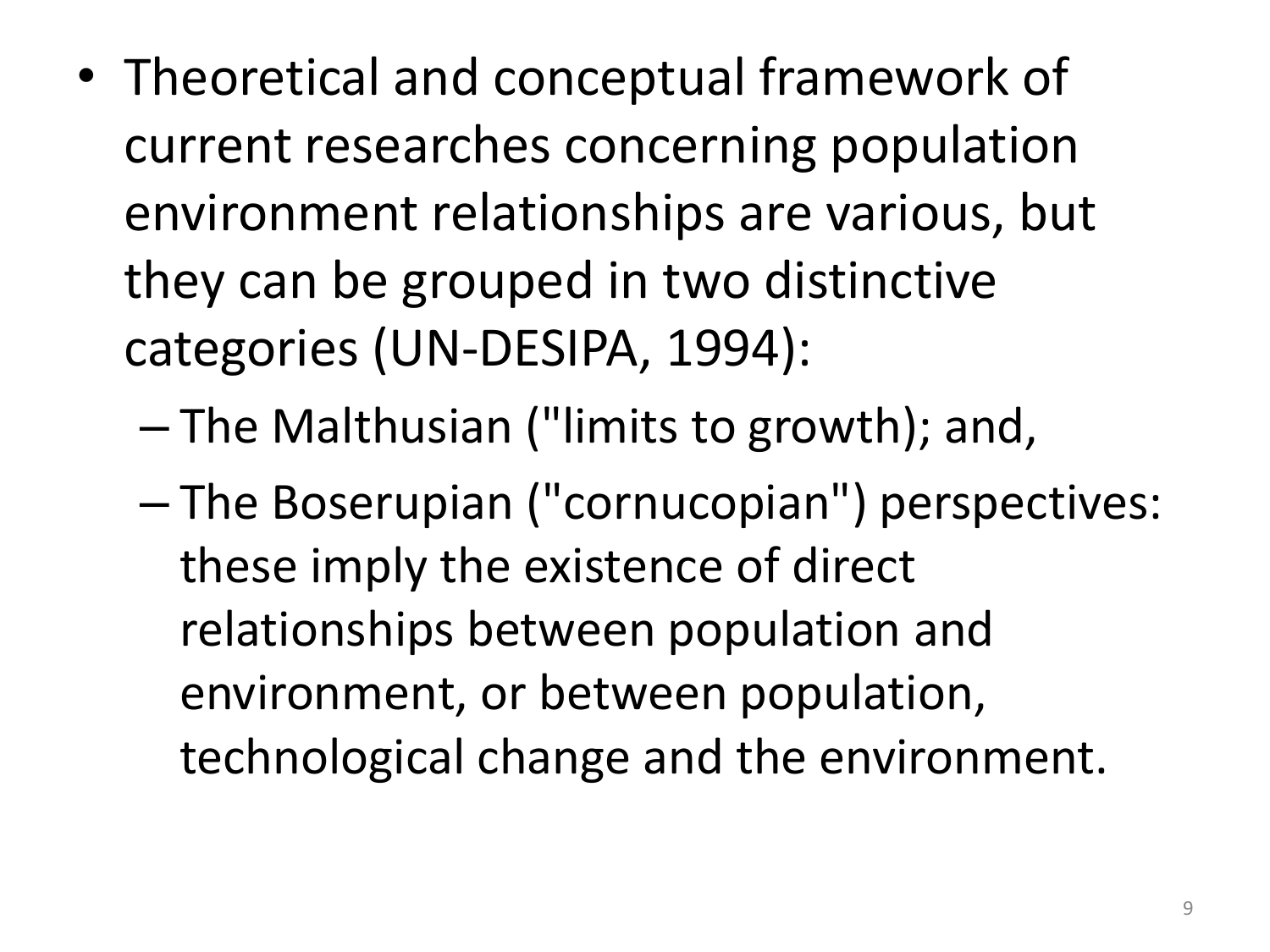- Theoretical and conceptual framework of current researches concerning population environment relationships are various, but they can be grouped in two distinctive categories (UN-DESIPA, 1994):
  - The Malthusian ("limits to growth); and,
  - The Boserupian ("cornucopian") perspectives: these imply the existence of direct relationships between population and environment, or between population, technological change and the environment.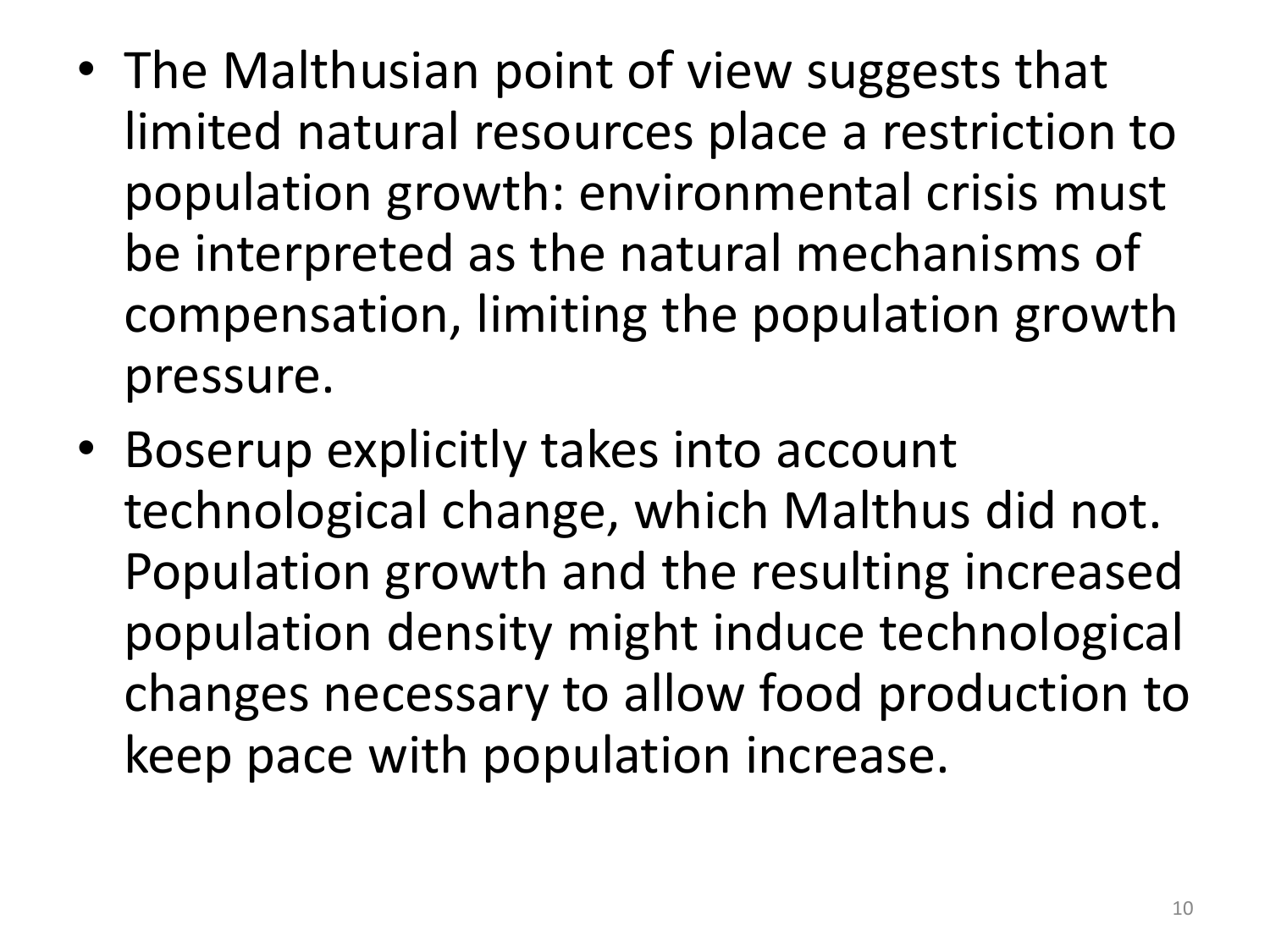- The Malthusian point of view suggests that limited natural resources place a restriction to population growth: environmental crisis must be interpreted as the natural mechanisms of compensation, limiting the population growth pressure.
- Boserup explicitly takes into account technological change, which Malthus did not. Population growth and the resulting increased population density might induce technological changes necessary to allow food production to keep pace with population increase.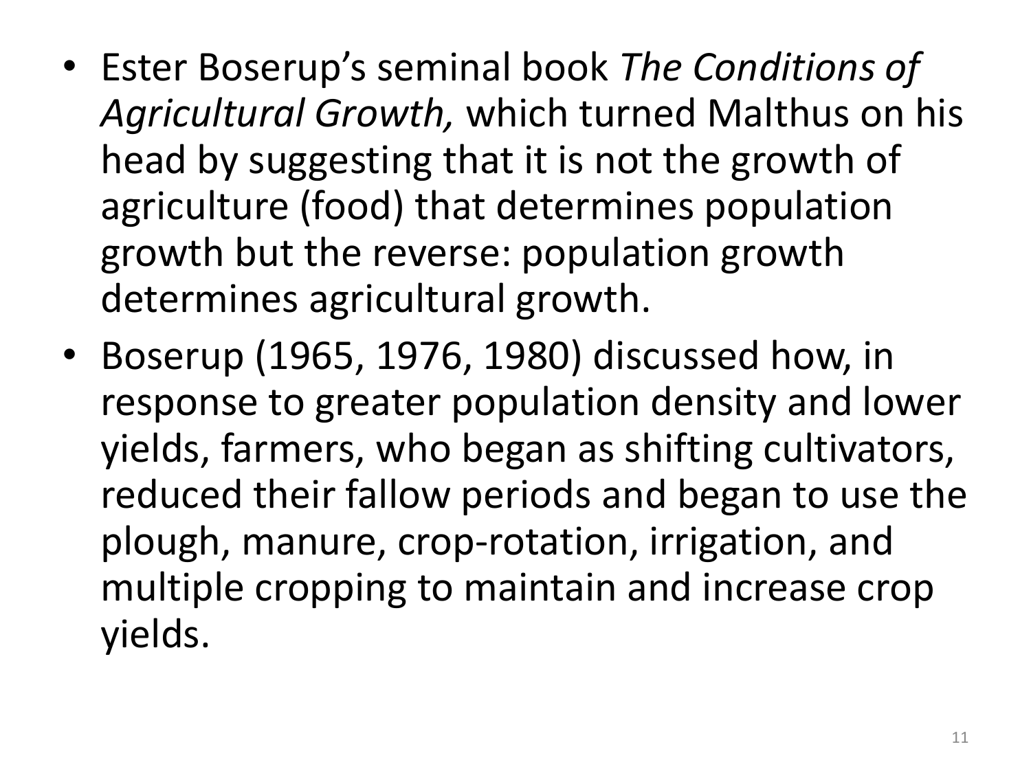- Ester Boserup's seminal book *The Conditions of Agricultural Growth,* which turned Malthus on his head by suggesting that it is not the growth of agriculture (food) that determines population growth but the reverse: population growth determines agricultural growth.
- Boserup (1965, 1976, 1980) discussed how, in response to greater population density and lower yields, farmers, who began as shifting cultivators, reduced their fallow periods and began to use the plough, manure, crop-rotation, irrigation, and multiple cropping to maintain and increase crop yields.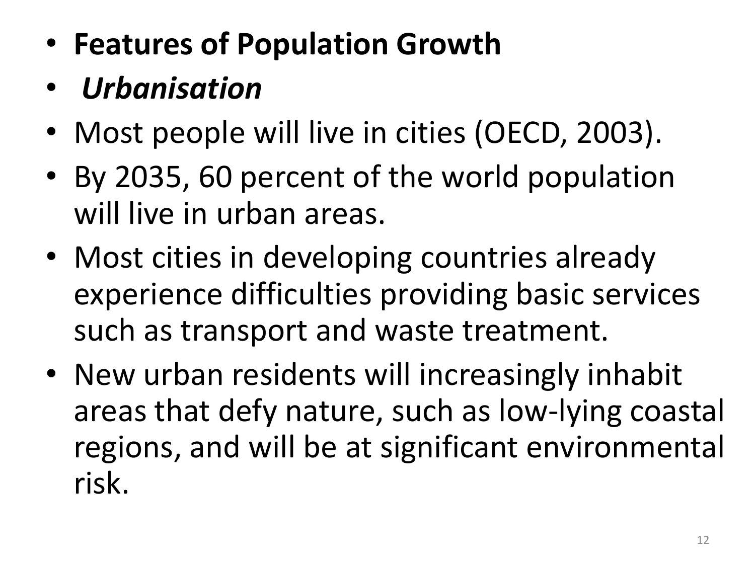- **Features of Population Growth**
- *Urbanisation*
- Most people will live in cities (OECD, 2003).
- By 2035, 60 percent of the world population will live in urban areas.
- Most cities in developing countries already experience difficulties providing basic services such as transport and waste treatment.
- New urban residents will increasingly inhabit areas that defy nature, such as low-lying coastal regions, and will be at significant environmental risk.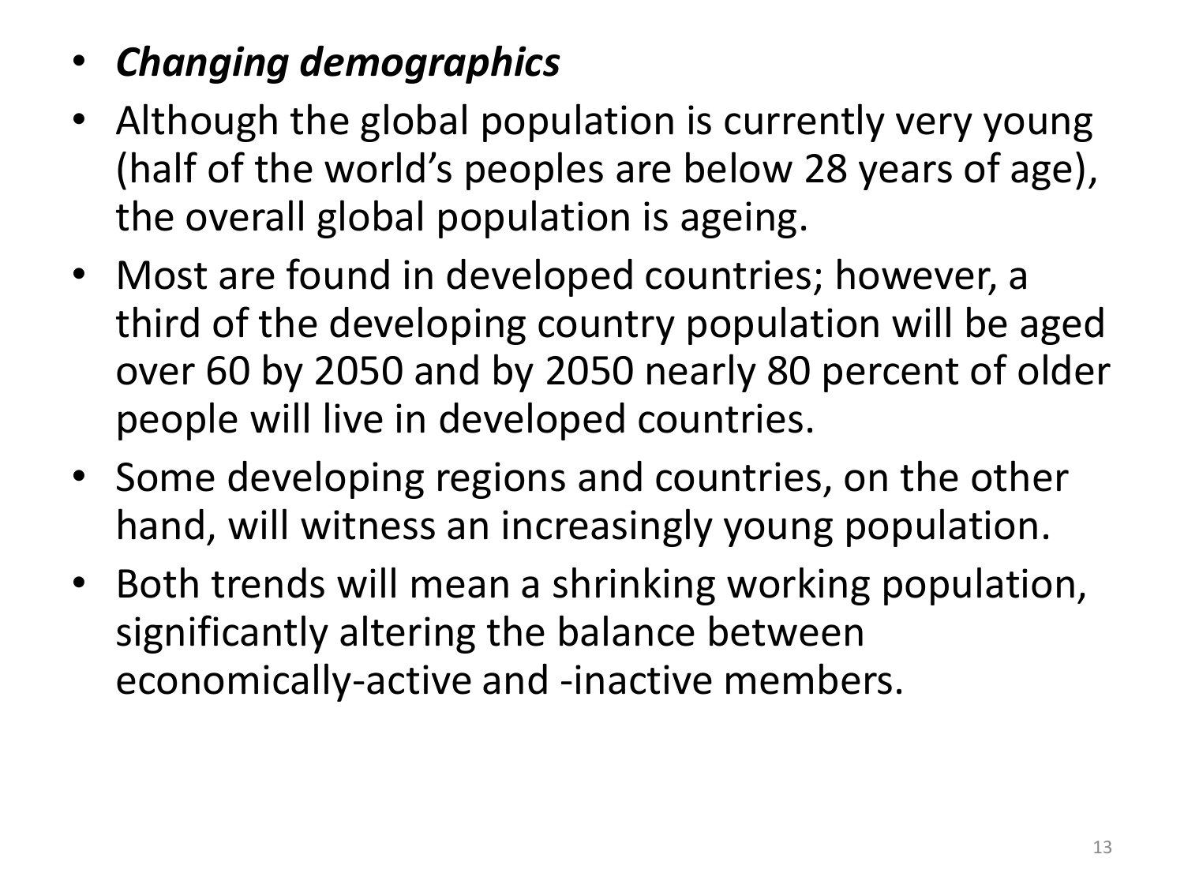- ***Changing demographics***
- Although the global population is currently very young (half of the world's peoples are below 28 years of age), the overall global population is ageing.
- Most are found in developed countries; however, a third of the developing country population will be aged over 60 by 2050 and by 2050 nearly 80 percent of older people will live in developed countries.
- Some developing regions and countries, on the other hand, will witness an increasingly young population.
- Both trends will mean a shrinking working population, significantly altering the balance between economically-active and -inactive members.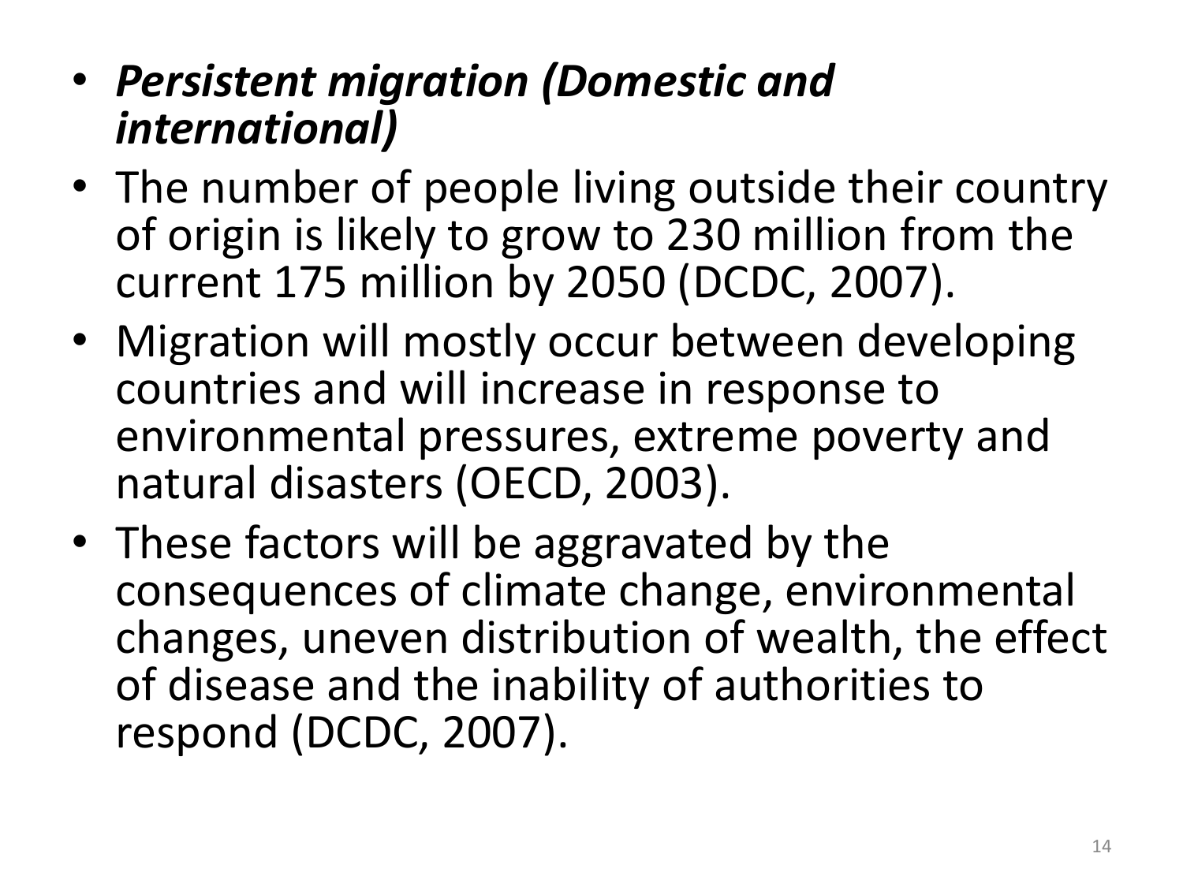- ***Persistent migration (Domestic and international)***
- The number of people living outside their country of origin is likely to grow to 230 million from the current 175 million by 2050 (DCDC, 2007).
- Migration will mostly occur between developing countries and will increase in response to environmental pressures, extreme poverty and natural disasters (OECD, 2003).
- These factors will be aggravated by the consequences of climate change, environmental changes, uneven distribution of wealth, the effect of disease and the inability of authorities to respond (DCDC, 2007).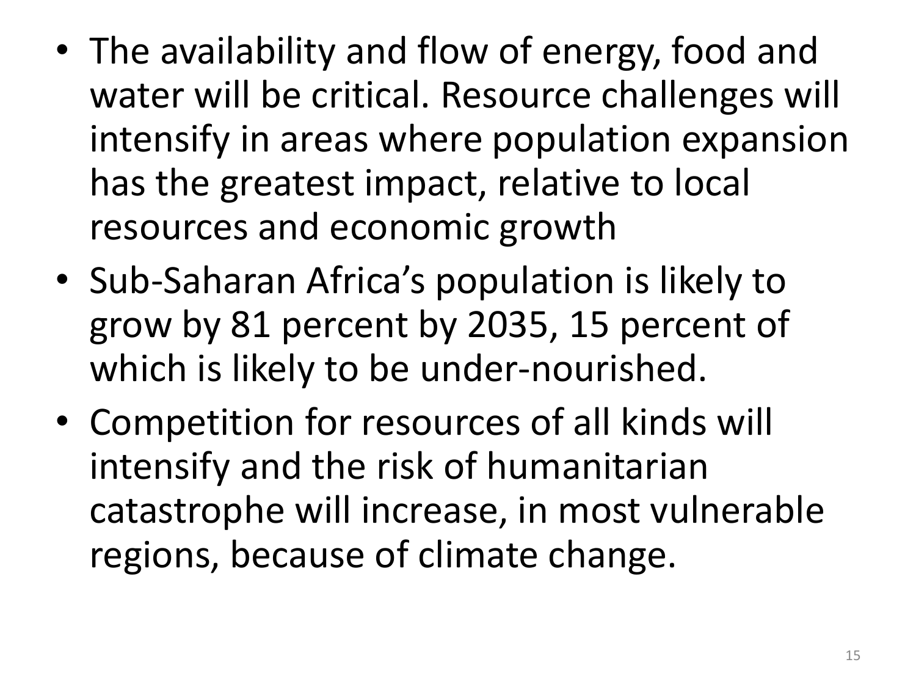- The availability and flow of energy, food and water will be critical. Resource challenges will intensify in areas where population expansion has the greatest impact, relative to local resources and economic growth
- Sub-Saharan Africa's population is likely to grow by 81 percent by 2035, 15 percent of which is likely to be under-nourished.
- Competition for resources of all kinds will intensify and the risk of humanitarian catastrophe will increase, in most vulnerable regions, because of climate change.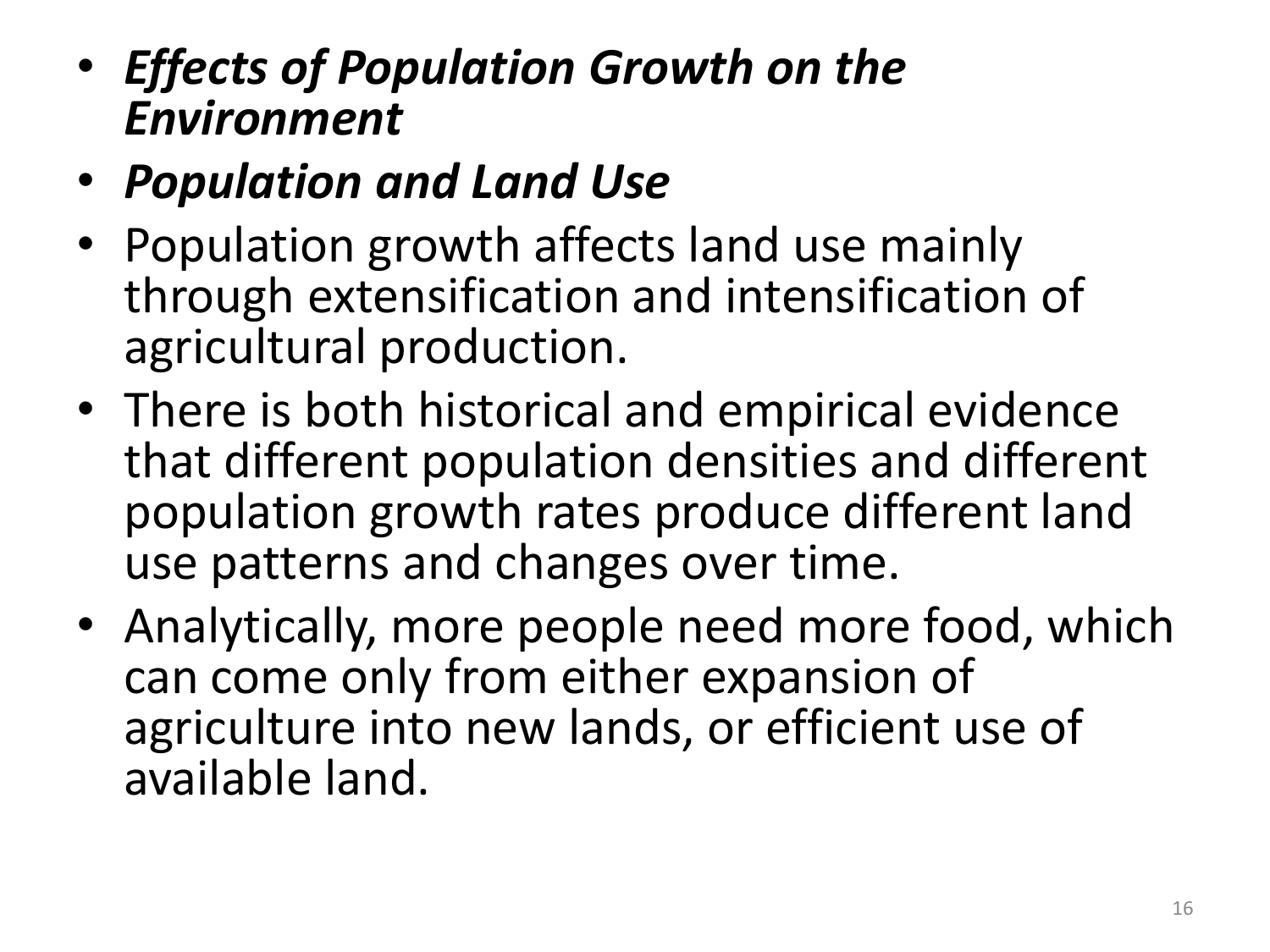- ***Effects of Population Growth on the Environment***
- ***Population and Land Use***
- Population growth affects land use mainly through extensification and intensification of agricultural production.
- There is both historical and empirical evidence that different population densities and different population growth rates produce different land use patterns and changes over time.
- Analytically, more people need more food, which can come only from either expansion of agriculture into new lands, or efficient use of available land.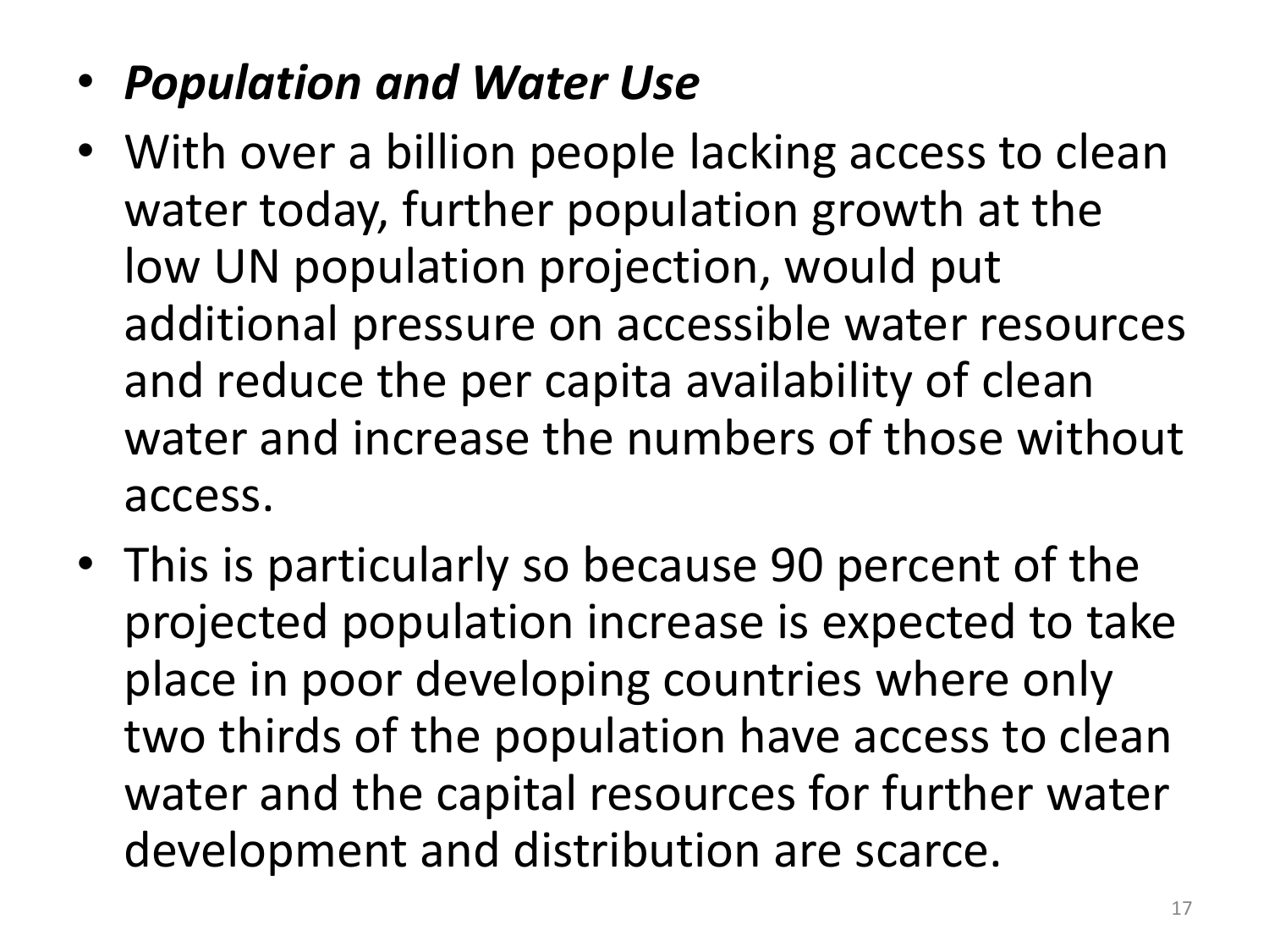- ***Population and Water Use***
- With over a billion people lacking access to clean water today, further population growth at the low UN population projection, would put additional pressure on accessible water resources and reduce the per capita availability of clean water and increase the numbers of those without access.
- This is particularly so because 90 percent of the projected population increase is expected to take place in poor developing countries where only two thirds of the population have access to clean water and the capital resources for further water development and distribution are scarce.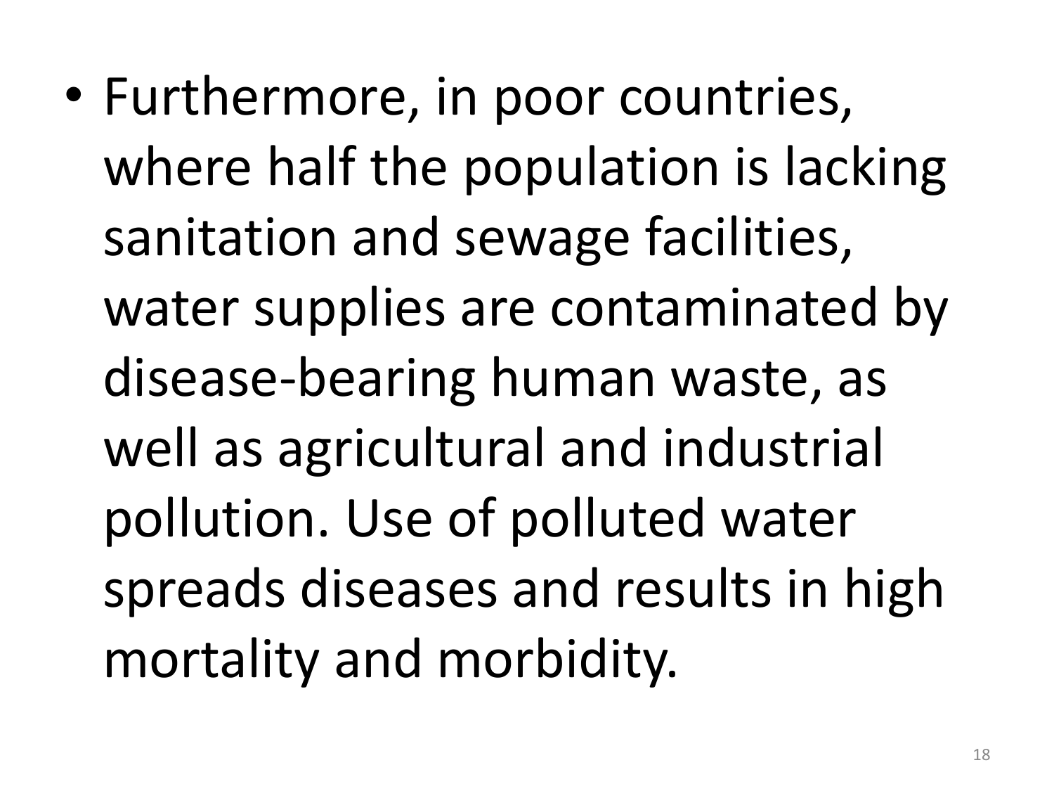- Furthermore, in poor countries, where half the population is lacking sanitation and sewage facilities, water supplies are contaminated by disease-bearing human waste, as well as agricultural and industrial pollution. Use of polluted water spreads diseases and results in high mortality and morbidity.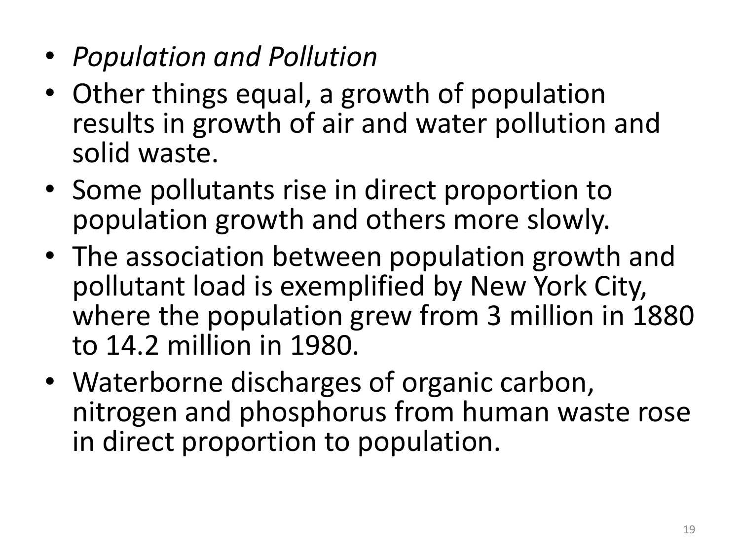- *Population and Pollution*
- Other things equal, a growth of population results in growth of air and water pollution and solid waste.
- Some pollutants rise in direct proportion to population growth and others more slowly.
- The association between population growth and pollutant load is exemplified by New York City, where the population grew from 3 million in 1880 to 14.2 million in 1980.
- Waterborne discharges of organic carbon, nitrogen and phosphorus from human waste rose in direct proportion to population.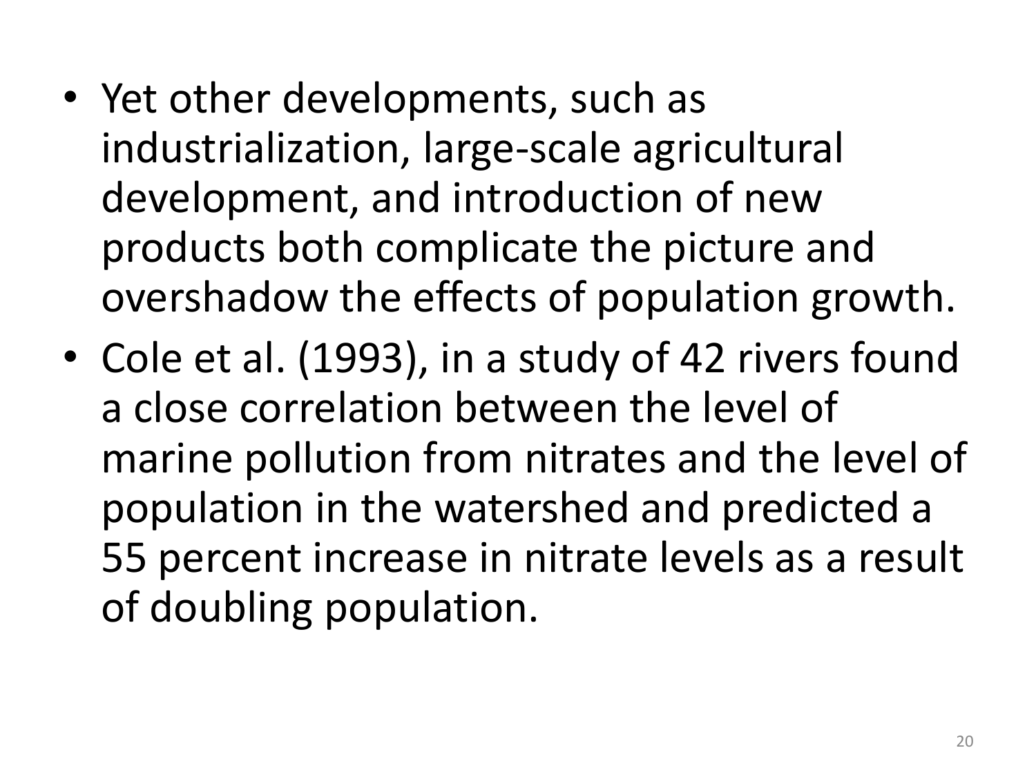- Yet other developments, such as industrialization, large-scale agricultural development, and introduction of new products both complicate the picture and overshadow the effects of population growth.
- Cole et al. (1993), in a study of 42 rivers found a close correlation between the level of marine pollution from nitrates and the level of population in the watershed and predicted a 55 percent increase in nitrate levels as a result of doubling population.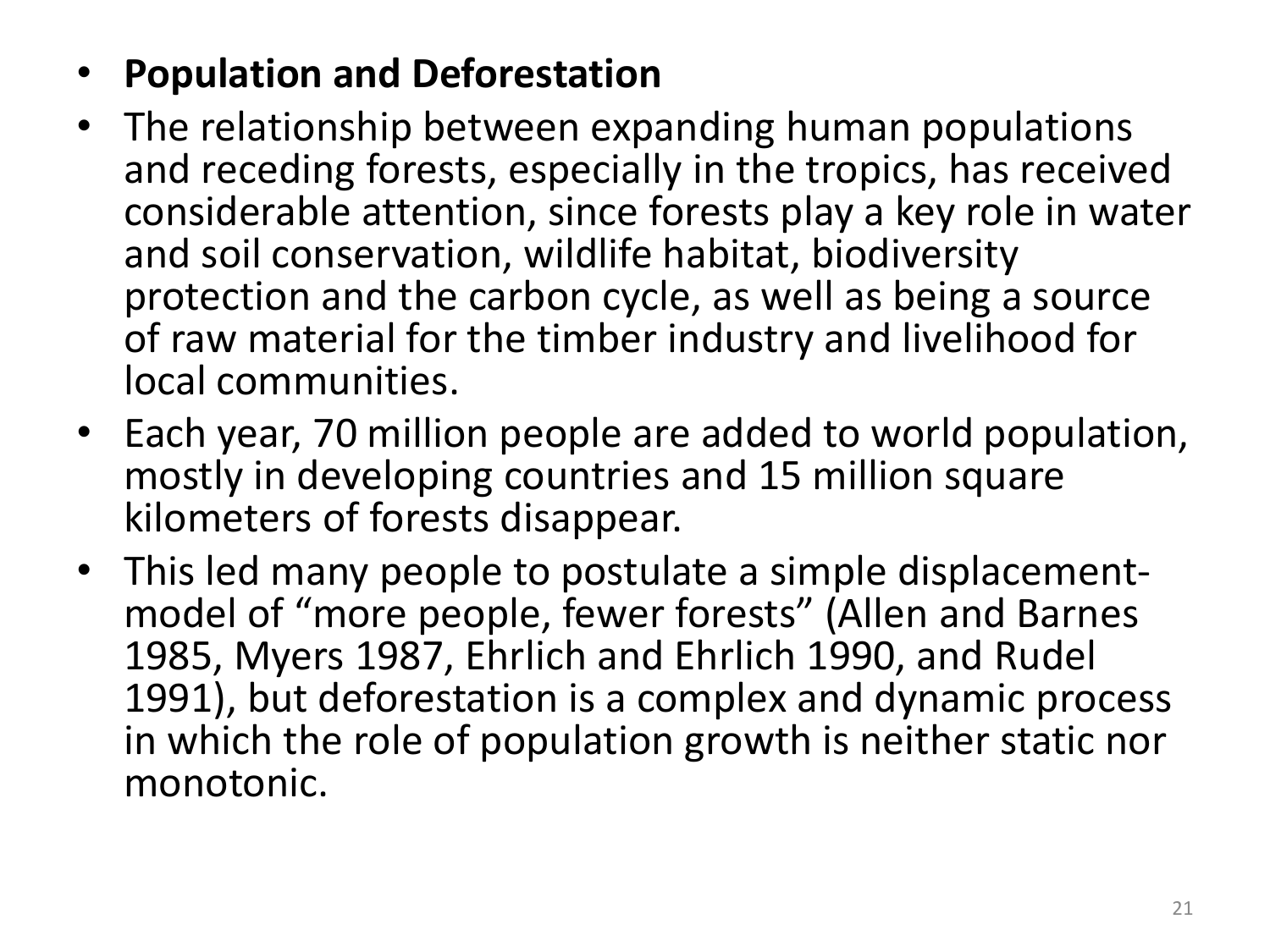- **Population and Deforestation**
- The relationship between expanding human populations and receding forests, especially in the tropics, has received considerable attention, since forests play a key role in water and soil conservation, wildlife habitat, biodiversity protection and the carbon cycle, as well as being a source of raw material for the timber industry and livelihood for local communities.
- Each year, 70 million people are added to world population, mostly in developing countries and 15 million square kilometers of forests disappear.
- This led many people to postulate a simple displacement-model of "more people, fewer forests" (Allen and Barnes 1985, Myers 1987, Ehrlich and Ehrlich 1990, and Rudel 1991), but deforestation is a complex and dynamic process in which the role of population growth is neither static nor monotonic.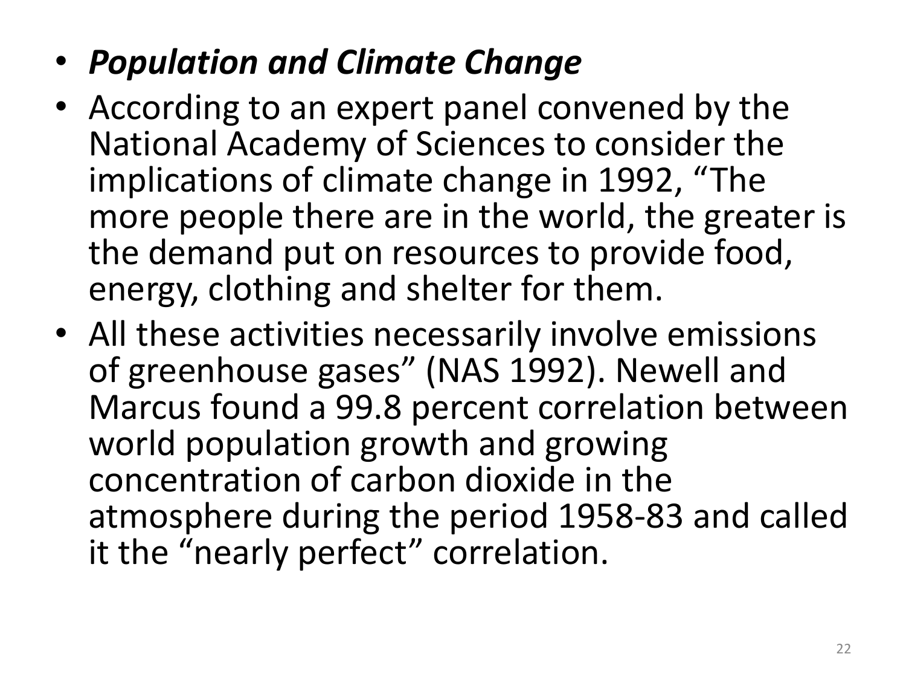- ***Population and Climate Change***
- According to an expert panel convened by the National Academy of Sciences to consider the implications of climate change in 1992, “The more people there are in the world, the greater is the demand put on resources to provide food, energy, clothing and shelter for them.
- All these activities necessarily involve emissions of greenhouse gases” (NAS 1992). Newell and Marcus found a 99.8 percent correlation between world population growth and growing concentration of carbon dioxide in the atmosphere during the period 1958-83 and called it the “nearly perfect” correlation.